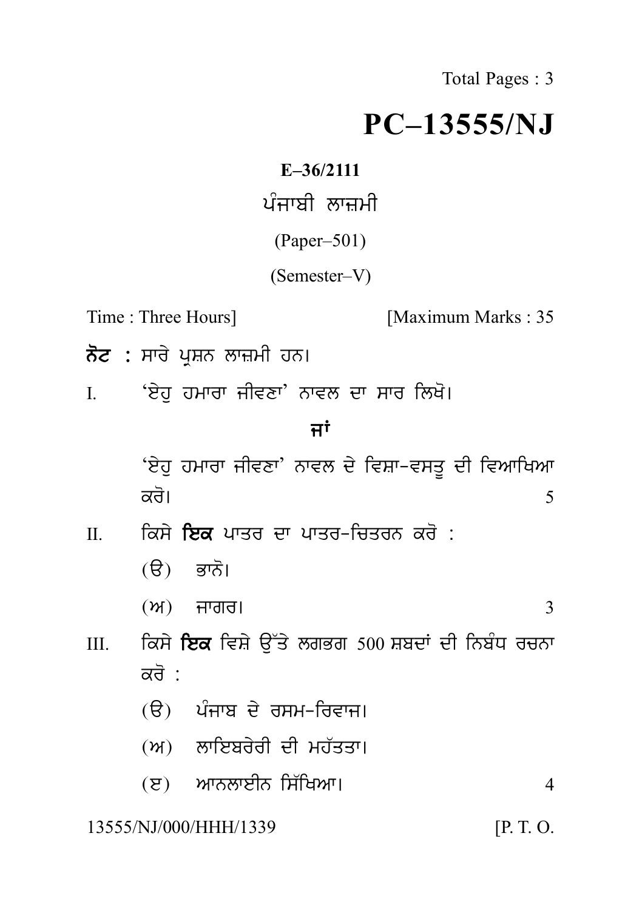# PC–13555/NJ

**E–36/2111**

ਪੰਜਾਬੀ ਲਾਜ਼ਮੀ

(Paper–501)

(Semester–V)

Time : Three Hours] [Maximum Marks : 35

**ਨੋਟ :** ਸਾਰੇ ਪ੍ਰਸ਼ਨ ਲਾਜ਼ਮੀ ਹਨ।

I. 'ਏਹੁ ਹਮਾਰਾ ਜੀਵਣਾ' ਨਾਵਲ ਦਾ ਸਾਰ ਲਿਖੋ।

**ਜਾਂ**

'ਏਹੁ ਹਮਾਰਾ ਜੀਵਣਾ' ਨਾਵਲ ਦੇ ਵਿਸ਼ਾ-ਵਸਤੂ ਦੀ ਵਿਆਖਿਆ ਕਰੋ। 5

II. ਕਿਸੇ **ਇਕ** ਪਾਤਰ ਦਾ ਪਾਤਰ-ਚਿਤਰਨ ਕਰੋ :

(ੳ) ਭਾਨੋ।

(ਅ) ਜਾਗਰ। 3

III. ਕਿਸੇ **ਇਕ** ਵਿਸ਼ੇ ਉੱਤੇ ਲਗਭਗ 500 ਸ਼ਬਦਾਂ ਦੀ ਨਿਬੰਧ ਰਚਨਾ ਕਰੋ :

(ੳ) ਪੰਜਾਬ ਦੇ ਰਸਮ-ਰਿਵਾਜ।

(ਅ) ਲਾਇਬਰੇਰੀ ਦੀ ਮਹੱਤਤਾ।

(ੲ) ਆਨਲਾਈਨ ਸਿੱਖਿਆ। 4

13555/NJ/000/HHH/1339 [P. T. O.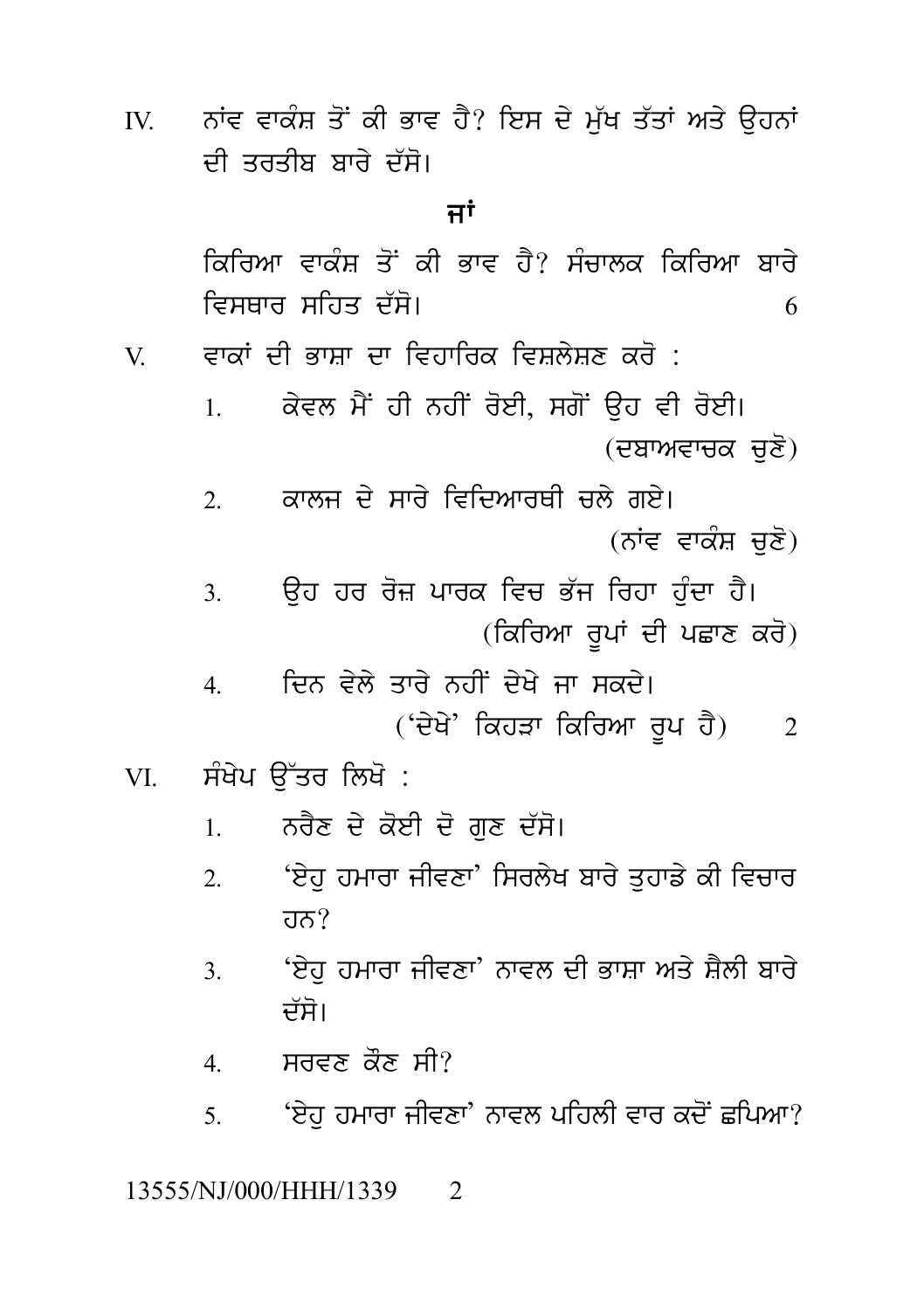IV. ਨਾਂਵ ਵਾਕੰਸ਼ ਤੋਂ ਕੀ ਭਾਵ ਹੈ? ਇਸ ਦੇ ਮੁੱਖ ਤੱਤਾਂ ਅਤੇ ਉਹਨਾਂ ਦੀ ਤਰਤੀਬ ਬਾਰੇ ਦੱਸੋ।

**ਜਾਂ**

ਕਿਰਿਆ ਵਾਕੰਸ਼ ਤੋਂ ਕੀ ਭਾਵ ਹੈ? ਸੰਚਾਲਕ ਕਿਰਿਆ ਬਾਰੇ ਵਿਸਥਾਰ ਸਹਿਤ ਦੱਸੋ। 6

V. ਵਾਕਾਂ ਦੀ ਭਾਸ਼ਾ ਦਾ ਵਿਹਾਰਿਕ ਵਿਸ਼ਲੇਸ਼ਣ ਕਰੋ :

1. ਕੇਵਲ ਮੈਂ ਹੀ ਨਹੀਂ ਰੋਈ, ਸਗੋਂ ਉਹ ਵੀ ਰੋਈ। (ਦਬਾਅਵਾਚਕ ਚੁਣੋ)
2. ਕਾਲਜ ਦੇ ਸਾਰੇ ਵਿਦਿਆਰਥੀ ਚਲੇ ਗਏ। (ਨਾਂਵ ਵਾਕੰਸ਼ ਚੁਣੋ)
3. ਉਹ ਹਰ ਰੋਜ਼ ਪਾਰਕ ਵਿਚ ਭੱਜ ਰਿਹਾ ਹੁੰਦਾ ਹੈ। (ਕਿਰਿਆ ਰੂਪਾਂ ਦੀ ਪਛਾਣ ਕਰੋ)
4. ਦਿਨ ਵੇਲੇ ਤਾਰੇ ਨਹੀਂ ਦੇਖੇ ਜਾ ਸਕਦੇ। ('ਦੇਖੇ' ਕਿਹੜਾ ਕਿਰਿਆ ਰੂਪ ਹੈ) 2

VI. ਸੰਖੇਪ ਉੱਤਰ ਲਿਖੋ :

1. ਨਰੈਣ ਦੇ ਕੋਈ ਦੋ ਗੁਣ ਦੱਸੋ।
2. 'ਏਹੁ ਹਮਾਰਾ ਜੀਵਣਾ' ਸਿਰਲੇਖ ਬਾਰੇ ਤੁਹਾਡੇ ਕੀ ਵਿਚਾਰ ਹਨ?
3. 'ਏਹੁ ਹਮਾਰਾ ਜੀਵਣਾ' ਨਾਵਲ ਦੀ ਭਾਸ਼ਾ ਅਤੇ ਸ਼ੈਲੀ ਬਾਰੇ ਦੱਸੋ।
4. ਸਰਵਣ ਕੌਣ ਸੀ?
5. 'ਏਹੁ ਹਮਾਰਾ ਜੀਵਣਾ' ਨਾਵਲ ਪਹਿਲੀ ਵਾਰ ਕਦੋਂ ਛਪਿਆ?

13555/NJ/000/HHH/1339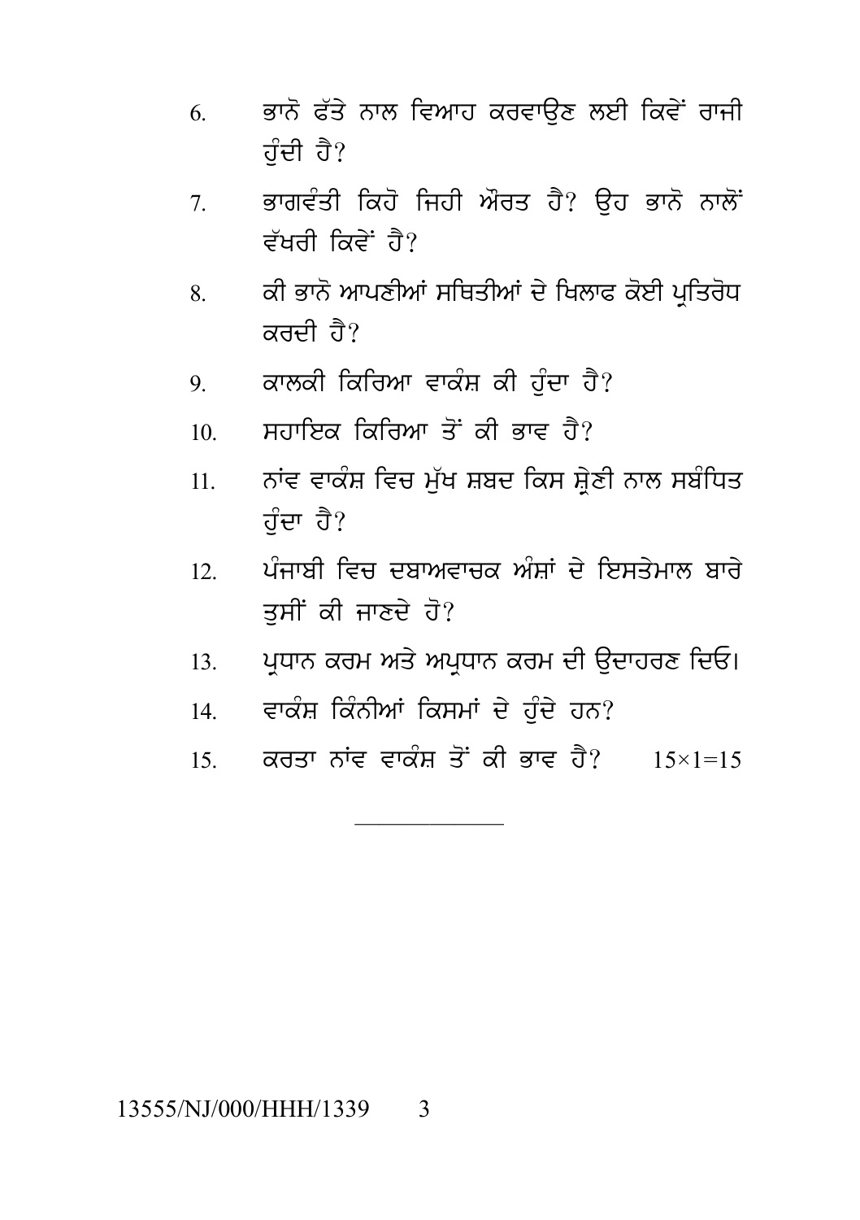6. ਭਾਨੋ ਫੱਤੇ ਨਾਲ ਵਿਆਹ ਕਰਵਾਉਣ ਲਈ ਕਿਵੇਂ ਰਾਜੀ ਹੁੰਦੀ ਹੈ?
7. ਭਾਗਵੰਤੀ ਕਿਹੋ ਜਿਹੀ ਔਰਤ ਹੈ? ਉਹ ਭਾਨੋ ਨਾਲੋਂ ਵੱਖਰੀ ਕਿਵੇਂ ਹੈ?
8. ਕੀ ਭਾਨੋ ਆਪਣੀਆਂ ਸਥਿਤੀਆਂ ਦੇ ਖਿਲਾਫ ਕੋਈ ਪ੍ਰਤਿਰੋਧ ਕਰਦੀ ਹੈ?
9. ਕਾਲਕੀ ਕਿਰਿਆ ਵਾਕੰਸ਼ ਕੀ ਹੁੰਦਾ ਹੈ?
10. ਸਹਾਇਕ ਕਿਰਿਆ ਤੋਂ ਕੀ ਭਾਵ ਹੈ?
11. ਨਾਂਵ ਵਾਕੰਸ਼ ਵਿਚ ਮੁੱਖ ਸ਼ਬਦ ਕਿਸ ਸ਼੍ਰੇਣੀ ਨਾਲ ਸਬੰਧਿਤ ਹੁੰਦਾ ਹੈ?
12. ਪੰਜਾਬੀ ਵਿਚ ਦਬਾਅਵਾਚਕ ਅੰਸ਼ਾਂ ਦੇ ਇਸਤੇਮਾਲ ਬਾਰੇ ਤੁਸੀਂ ਕੀ ਜਾਣਦੇ ਹੋ?
13. ਪ੍ਰਧਾਨ ਕਰਮ ਅਤੇ ਅਪ੍ਰਧਾਨ ਕਰਮ ਦੀ ਉਦਾਹਰਣ ਦਿਓ।
14. ਵਾਕੰਸ਼ ਕਿੰਨੀਆਂ ਕਿਸਮਾਂ ਦੇ ਹੁੰਦੇ ਹਨ?
15. ਕਰਤਾ ਨਾਂਵ ਵਾਕੰਸ਼ ਤੋਂ ਕੀ ਭਾਵ ਹੈ? $15 \times 1 = 15$

---

13555/NJ/000/HHH/1339